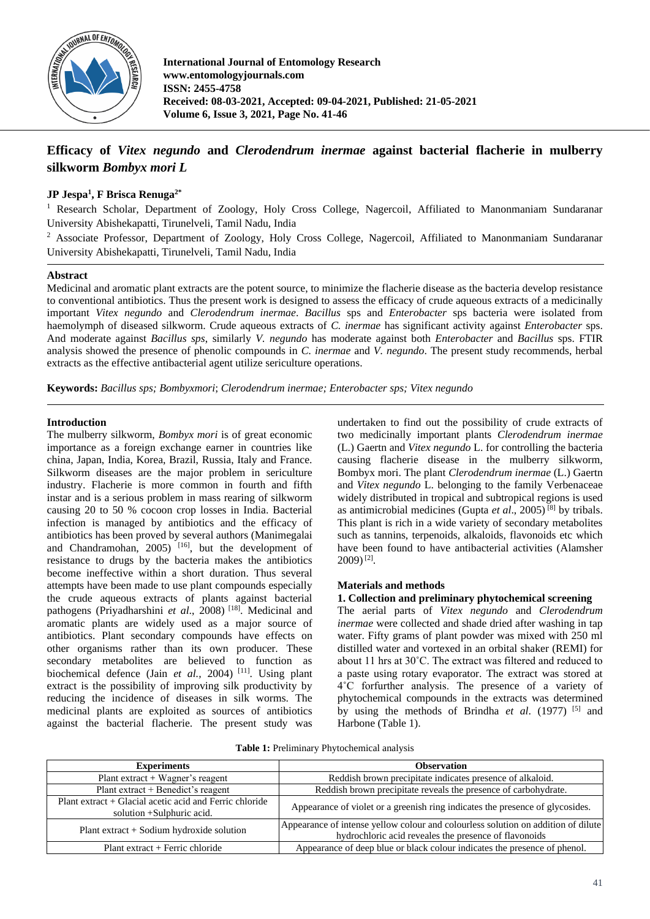**International Journal of Entomology Research**
**www.entomologyjournals.com**
**ISSN: 2455-4758**
**Received: 08-03-2021, Accepted: 09-04-2021, Published: 21-05-2021**
**Volume 6, Issue 3, 2021, Page No. 41-46**

# Efficacy of *Vitex negundo* and *Clerodendrum inermae* against bacterial flacherie in mulberry silkworm *Bombyx mori L*

**JP Jespa[1], F Brisca Renuga[2*]**

[1] Research Scholar, Department of Zoology, Holy Cross College, Nagercoil, Affiliated to Manonmaniam Sundaranar University Abishekapatti, Tirunelveli, Tamil Nadu, India

[2] Associate Professor, Department of Zoology, Holy Cross College, Nagercoil, Affiliated to Manonmaniam Sundaranar University Abishekapatti, Tirunelveli, Tamil Nadu, India

## Abstract

Medicinal and aromatic plant extracts are the potent source, to minimize the flacherie disease as the bacteria develop resistance to conventional antibiotics. Thus the present work is designed to assess the efficacy of crude aqueous extracts of a medicinally important *Vitex negundo* and *Clerodendrum inermae*. *Bacillus* sps and *Enterobacter* sps bacteria were isolated from haemolymph of diseased silkworm. Crude aqueous extracts of *C. inermae* has significant activity against *Enterobacter* sps. And moderate against *Bacillus sps*, similarly *V. negundo* has moderate against both *Enterobacter* and *Bacillus* sps. FTIR analysis showed the presence of phenolic compounds in *C. inermae* and *V. negundo*. The present study recommends, herbal extracts as the effective antibacterial agent utilize sericulture operations.

**Keywords:** *Bacillus sps; Bombyxmori*; *Clerodendrum inermae; Enterobacter sps; Vitex negundo*

## Introduction

The mulberry silkworm, *Bombyx mori* is of great economic importance as a foreign exchange earner in countries like china, Japan, India, Korea, Brazil, Russia, Italy and France. Silkworm diseases are the major problem in sericulture industry. Flacherie is more common in fourth and fifth instar and is a serious problem in mass rearing of silkworm causing 20 to 50 % cocoon crop losses in India. Bacterial infection is managed by antibiotics and the efficacy of antibiotics has been proved by several authors (Manimegalai and Chandramohan, 2005) [16], but the development of resistance to drugs by the bacteria makes the antibiotics become ineffective within a short duration. Thus several attempts have been made to use plant compounds especially the crude aqueous extracts of plants against bacterial pathogens (Priyadharshini *et al*., 2008) [18]. Medicinal and aromatic plants are widely used as a major source of antibiotics. Plant secondary compounds have effects on other organisms rather than its own producer. These secondary metabolites are believed to function as biochemical defence (Jain *et al.*, 2004) [11]. Using plant extract is the possibility of improving silk productivity by reducing the incidence of diseases in silk worms. The medicinal plants are exploited as sources of antibiotics against the bacterial flacherie. The present study was undertaken to find out the possibility of crude extracts of two medicinally important plants *Clerodendrum inermae* (L.) Gaertn and *Vitex negundo* L. for controlling the bacteria causing flacherie disease in the mulberry silkworm, Bombyx mori. The plant *Clerodendrum inermae* (L.) Gaertn and *Vitex negundo* L. belonging to the family Verbenaceae widely distributed in tropical and subtropical regions is used as antimicrobial medicines (Gupta *et al*., 2005) [8] by tribals. This plant is rich in a wide variety of secondary metabolites such as tannins, terpenoids, alkaloids, flavonoids etc which have been found to have antibacterial activities (Alamsher 2009) [2].

## Materials and methods

### 1. Collection and preliminary phytochemical screening

The aerial parts of *Vitex negundo* and *Clerodendrum inermae* were collected and shade dried after washing in tap water. Fifty grams of plant powder was mixed with 250 ml distilled water and vortexed in an orbital shaker (REMI) for about 11 hrs at 30˚C. The extract was filtered and reduced to a paste using rotary evaporator. The extract was stored at 4˚C forfurther analysis. The presence of a variety of phytochemical compounds in the extracts was determined by using the methods of Brindha *et al*. (1977) [5] and Harbone (Table 1).

**Table 1:** Preliminary Phytochemical analysis

| Experiments | Observation |
|---|---|
| Plant extract + Wagner's reagent | Reddish brown precipitate indicates presence of alkaloid. |
| Plant extract + Benedict's reagent | Reddish brown precipitate reveals the presence of carbohydrate. |
| Plant extract + Glacial acetic acid and Ferric chloride solution +Sulphuric acid. | Appearance of violet or a greenish ring indicates the presence of glycosides. |
| Plant extract + Sodium hydroxide solution | Appearance of intense yellow colour and colourless solution on addition of dilute hydrochloric acid reveales the presence of flavonoids |
| Plant extract + Ferric chloride | Appearance of deep blue or black colour indicates the presence of phenol. |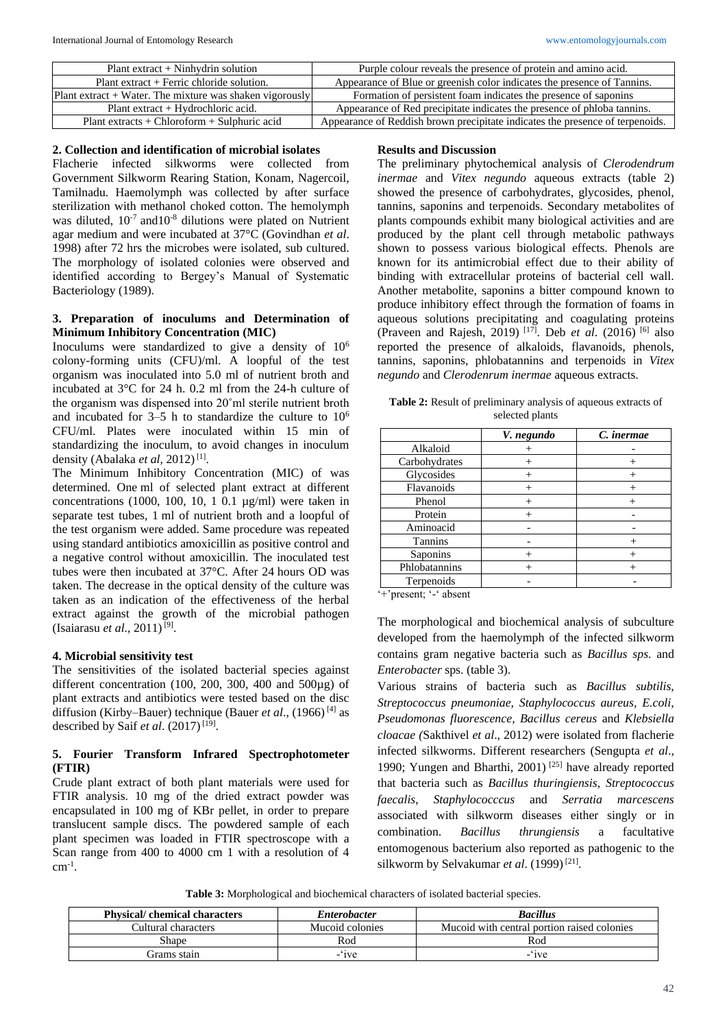| Plant extract + Ninhydrin solution | Purple colour reveals the presence of protein and amino acid. |
|---|---|
| Plant extract + Ferric chloride solution. | Appearance of Blue or greenish color indicates the presence of Tannins. |
| Plant extract + Water. The mixture was shaken vigorously | Formation of persistent foam indicates the presence of saponins |
| Plant extract + Hydrochloric acid. | Appearance of Red precipitate indicates the presence of phloba tannins. |
| Plant extracts + Chloroform + Sulphuric acid | Appearance of Reddish brown precipitate indicates the presence of terpenoids. |

**2. Collection and identification of microbial isolates**

Flacherie infected silkworms were collected from Government Silkworm Rearing Station, Konam, Nagercoil, Tamilnadu. Haemolymph was collected by after surface sterilization with methanol choked cotton. The hemolymph was diluted, $10^{-7}$ and$10^{-8}$ dilutions were plated on Nutrient agar medium and were incubated at 37°C (Govindhan *et al*. 1998) after 72 hrs the microbes were isolated, sub cultured. The morphology of isolated colonies were observed and identified according to Bergey's Manual of Systematic Bacteriology (1989).

**3. Preparation of inoculums and Determination of Minimum Inhibitory Concentration (MIC)**

Inoculums were standardized to give a density of $10^{6}$ colony-forming units (CFU)/ml. A loopful of the test organism was inoculated into 5.0 ml of nutrient broth and incubated at 3°C for 24 h. 0.2 ml from the 24-h culture of the organism was dispensed into 20˚ml sterile nutrient broth and incubated for 3–5 h to standardize the culture to $10^{6}$ CFU/ml. Plates were inoculated within 15 min of standardizing the inoculum, to avoid changes in inoculum density (Abalaka *et al*, 2012) [1].

The Minimum Inhibitory Concentration (MIC) of was determined. One ml of selected plant extract at different concentrations (1000, 100, 10, 1 0.1 µg/ml) were taken in separate test tubes, 1 ml of nutrient broth and a loopful of the test organism were added. Same procedure was repeated using standard antibiotics amoxicillin as positive control and a negative control without amoxicillin. The inoculated test tubes were then incubated at 37°C. After 24 hours OD was taken. The decrease in the optical density of the culture was taken as an indication of the effectiveness of the herbal extract against the growth of the microbial pathogen (Isaiarasu *et al.*, 2011) [9].

**4. Microbial sensitivity test**

The sensitivities of the isolated bacterial species against different concentration (100, 200, 300, 400 and 500µg) of plant extracts and antibiotics were tested based on the disc diffusion (Kirby–Bauer) technique (Bauer *et al*., (1966) [4] as described by Saif *et al*. (2017) [19].

**5. Fourier Transform Infrared Spectrophotometer (FTIR)**

Crude plant extract of both plant materials were used for FTIR analysis. 10 mg of the dried extract powder was encapsulated in 100 mg of KBr pellet, in order to prepare translucent sample discs. The powdered sample of each plant specimen was loaded in FTIR spectroscope with a Scan range from 400 to 4000 cm 1 with a resolution of 4 $cm^{-1}$.

**Results and Discussion**

The preliminary phytochemical analysis of *Clerodendrum inermae* and *Vitex negundo* aqueous extracts (table 2) showed the presence of carbohydrates, glycosides, phenol, tannins, saponins and terpenoids. Secondary metabolites of plants compounds exhibit many biological activities and are produced by the plant cell through metabolic pathways shown to possess various biological effects. Phenols are known for its antimicrobial effect due to their ability of binding with extracellular proteins of bacterial cell wall. Another metabolite, saponins a bitter compound known to produce inhibitory effect through the formation of foams in aqueous solutions precipitating and coagulating proteins (Praveen and Rajesh, 2019) [17]. Deb *et al*. (2016) [6] also reported the presence of alkaloids, flavanoids, phenols, tannins, saponins, phlobatannins and terpenoids in *Vitex negundo* and *Clerodenrum inermae* aqueous extracts.

**Table 2:** Result of preliminary analysis of aqueous extracts of selected plants

| | *V. negundo* | *C. inermae* |
|---|---|---|
| Alkaloid | + | - |
| Carbohydrates | + | + |
| Glycosides | + | + |
| Flavanoids | + | + |
| Phenol | + | + |
| Protein | + | - |
| Aminoacid | - | - |
| Tannins | - | + |
| Saponins | + | + |
| Phlobatannins | + | + |
| Terpenoids | - | - |

'+'present; '-' absent

The morphological and biochemical analysis of subculture developed from the haemolymph of the infected silkworm contains gram negative bacteria such as *Bacillus sps*. and *Enterobacter* sps. (table 3).

Various strains of bacteria such as *Bacillus subtilis, Streptococcus pneumoniae, Staphylococcus aureus, E.coli, Pseudomonas fluorescence, Bacillus cereus* and *Klebsiella cloacae (*Sakthivel *et al*., 2012) were isolated from flacherie infected silkworms. Different researchers (Sengupta *et al*., 1990; Yungen and Bharthi, 2001) [25] have already reported that bacteria such as *Bacillus thuringiensis, Streptococcus faecalis*, *Staphylococccus* and *Serratia marcescens* associated with silkworm diseases either singly or in combination. *Bacillus thrungiensis* a facultative entomogenous bacterium also reported as pathogenic to the silkworm by Selvakumar *et al*. (1999) [21].

**Table 3:** Morphological and biochemical characters of isolated bacterial species.

| Physical/ chemical characters | *Enterobacter* | *Bacillus* |
|---|---|---|
| Cultural characters | Mucoid colonies | Mucoid with central portion raised colonies |
| Shape | Rod | Rod |
| Grams stain | -'ive | -'ive |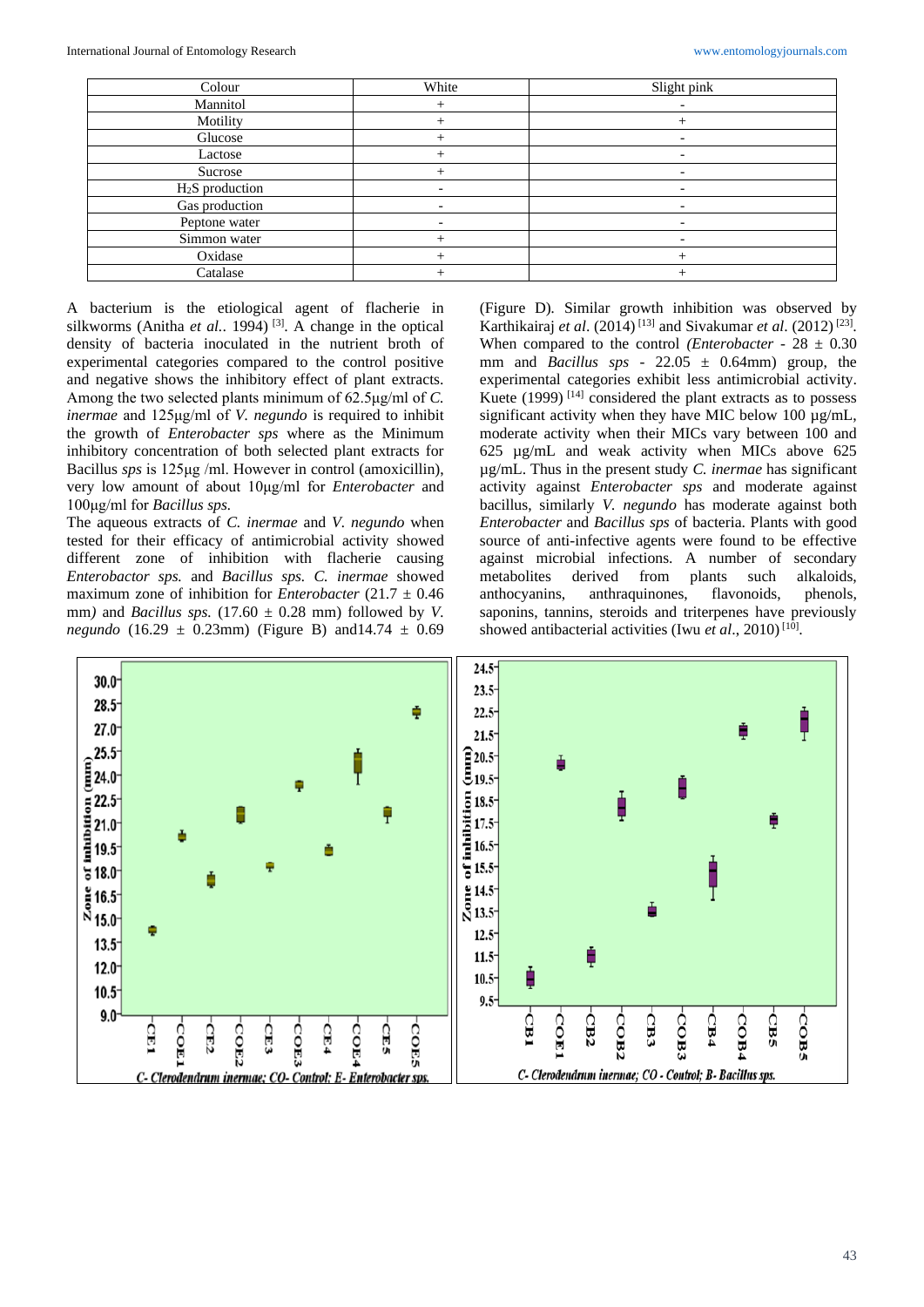| Colour | White | Slight pink |
|---|---|---|
| Mannitol | + | - |
| Motility | + | + |
| Glucose | + | - |
| Lactose | + | - |
| Sucrose | + | - |
| $H_2S$ production | - | - |
| Gas production | - | - |
| Peptone water | - | - |
| Simmon water | + | - |
| Oxidase | + | + |
| Catalase | + | + |

A bacterium is the etiological agent of flacherie in silkworms (Anitha *et al.*. 1994) [3]. A change in the optical density of bacteria inoculated in the nutrient broth of experimental categories compared to the control positive and negative shows the inhibitory effect of plant extracts. Among the two selected plants minimum of 62.5µg/ml of *C. inermae* and 125µg/ml of *V. negundo* is required to inhibit the growth of *Enterobacter sps* where as the Minimum inhibitory concentration of both selected plant extracts for Bacillus *sps* is 125µg /ml. However in control (amoxicillin), very low amount of about 10µg/ml for *Enterobacter* and 100µg/ml for *Bacillus sps*.

The aqueous extracts of *C. inermae* and *V. negundo* when tested for their efficacy of antimicrobial activity showed different zone of inhibition with flacherie causing *Enterobactor sps.* and *Bacillus sps. C. inermae* showed maximum zone of inhibition for *Enterobacter* (21.7 ± 0.46 mm*)* and *Bacillus sps.* (17.60 ± 0.28 mm) followed by *V. negundo* (16.29 ± 0.23mm) (Figure B) and14.74 ± 0.69 (Figure D). Similar growth inhibition was observed by Karthikairaj *et al*. (2014) [13] and Sivakumar *et al*. (2012) [23]. When compared to the control *(Enterobacter* - 28 ± 0.30 mm and *Bacillus sps* - 22.05 ± 0.64mm) group, the experimental categories exhibit less antimicrobial activity. Kuete (1999) [14] considered the plant extracts as to possess significant activity when they have MIC below 100 µg/mL, moderate activity when their MICs vary between 100 and 625 µg/mL and weak activity when MICs above 625 µg/mL. Thus in the present study *C. inermae* has significant activity against *Enterobacter sps* and moderate against bacillus, similarly *V. negundo* has moderate against both *Enterobacter* and *Bacillus sps* of bacteria. Plants with good source of anti-infective agents were found to be effective against microbial infections. A number of secondary metabolites derived from plants such alkaloids, anthocyanins, anthraquinones, flavonoids, phenols, saponins, tannins, steroids and triterpenes have previously showed antibacterial activities (Iwu *et al*., 2010) [10].

C- Clerodendrum inermae; CO- Control; E- Enterobacter sps.

C- Clerodendrum inermae; CO - Control; B- Bacillus sps.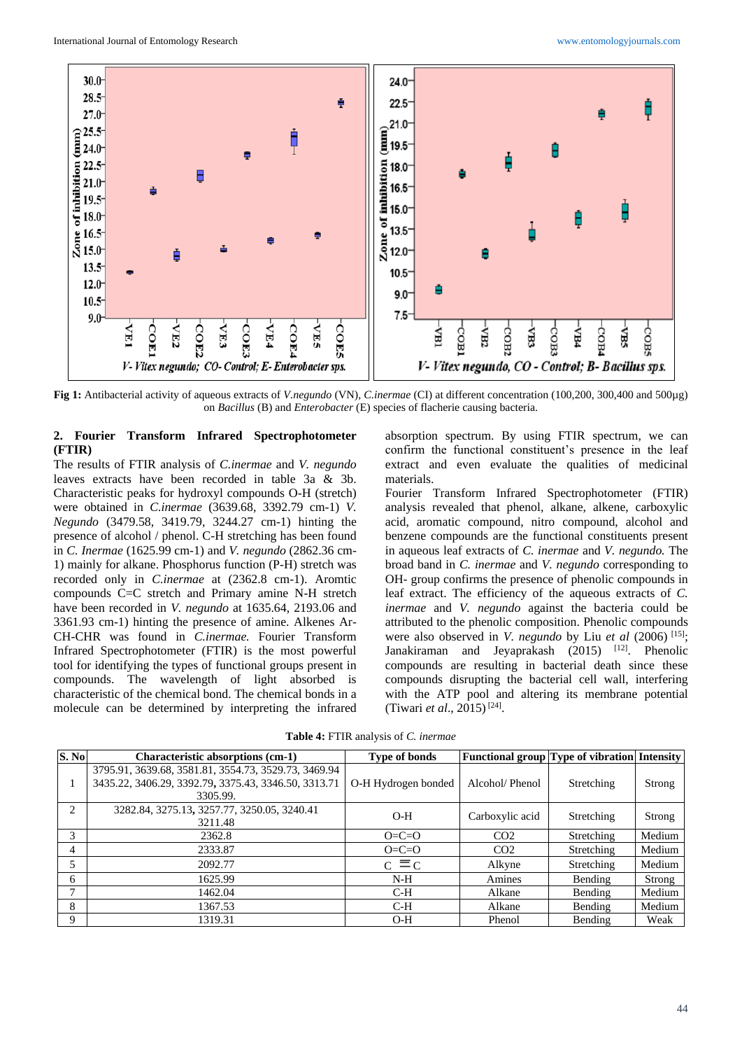**Fig 1:** Antibacterial activity of aqueous extracts of *V.negundo* (VN), *C.inermae* (CI) at different concentration (100,200, 300,400 and 500µg) on *Bacillus* (B) and *Enterobacter* (E) species of flacherie causing bacteria.

## 2. Fourier Transform Infrared Spectrophotometer (FTIR)

The results of FTIR analysis of *C.inermae* and *V. negundo* leaves extracts have been recorded in table 3a & 3b. Characteristic peaks for hydroxyl compounds O-H (stretch) were obtained in *C.inermae* (3639.68, 3392.79 cm-1) *V. Negundo* (3479.58, 3419.79, 3244.27 cm-1) hinting the presence of alcohol / phenol. C-H stretching has been found in *C. Inermae* (1625.99 cm-1) and *V. negundo* (2862.36 cm-1) mainly for alkane. Phosphorus function (P-H) stretch was recorded only in *C.inermae* at (2362.8 cm-1). Aromtic compounds C=C stretch and Primary amine N-H stretch have been recorded in *V. negundo* at 1635.64, 2193.06 and 3361.93 cm-1) hinting the presence of amine. Alkenes Ar-CH-CHR was found in *C.inermae.* Fourier Transform Infrared Spectrophotometer (FTIR) is the most powerful tool for identifying the types of functional groups present in compounds. The wavelength of light absorbed is characteristic of the chemical bond. The chemical bonds in a molecule can be determined by interpreting the infrared absorption spectrum. By using FTIR spectrum, we can confirm the functional constituent's presence in the leaf extract and even evaluate the qualities of medicinal materials.

Fourier Transform Infrared Spectrophotometer (FTIR) analysis revealed that phenol, alkane, alkene, carboxylic acid, aromatic compound, nitro compound, alcohol and benzene compounds are the functional constituents present in aqueous leaf extracts of *C. inermae* and *V. negundo.* The broad band in *C. inermae* and *V. negundo* corresponding to OH- group confirms the presence of phenolic compounds in leaf extract. The efficiency of the aqueous extracts of *C. inermae* and *V. negundo* against the bacteria could be attributed to the phenolic composition. Phenolic compounds were also observed in *V. negundo* by Liu *et al* (2006) [15]; Janakiraman and Jeyaprakash (2015) [12]. Phenolic compounds are resulting in bacterial death since these compounds disrupting the bacterial cell wall, interfering with the ATP pool and altering its membrane potential (Tiwari *et al*., 2015) [24].

**Table 4:** FTIR analysis of *C. inermae*

| S. No | Characteristic absorptions (cm-1) | Type of bonds | Functional group | Type of vibration | Intensity |
|---|---|---|---|---|---|
| 1 | 3795.91, 3639.68, 3581.81, 3554.73, 3529.73, 3469.94 3435.22, 3406.29, 3392.79, 3375.43, 3346.50, 3313.71 3305.99. | O-H Hydrogen bonded | Alcohol/ Phenol | Stretching | Strong |
| 2 | 3282.84, 3275.13, 3257.77, 3250.05, 3240.41 3211.48 | O-H | Carboxylic acid | Stretching | Strong |
| 3 | 2362.8 | O=C=O | CO2 | Stretching | Medium |
| 4 | 2333.87 | O=C=O | CO2 | Stretching | Medium |
| 5 | 2092.77 | C ≡ C | Alkyne | Stretching | Medium |
| 6 | 1625.99 | N-H | Amines | Bending | Strong |
| 7 | 1462.04 | C-H | Alkane | Bending | Medium |
| 8 | 1367.53 | C-H | Alkane | Bending | Medium |
| 9 | 1319.31 | O-H | Phenol | Bending | Weak |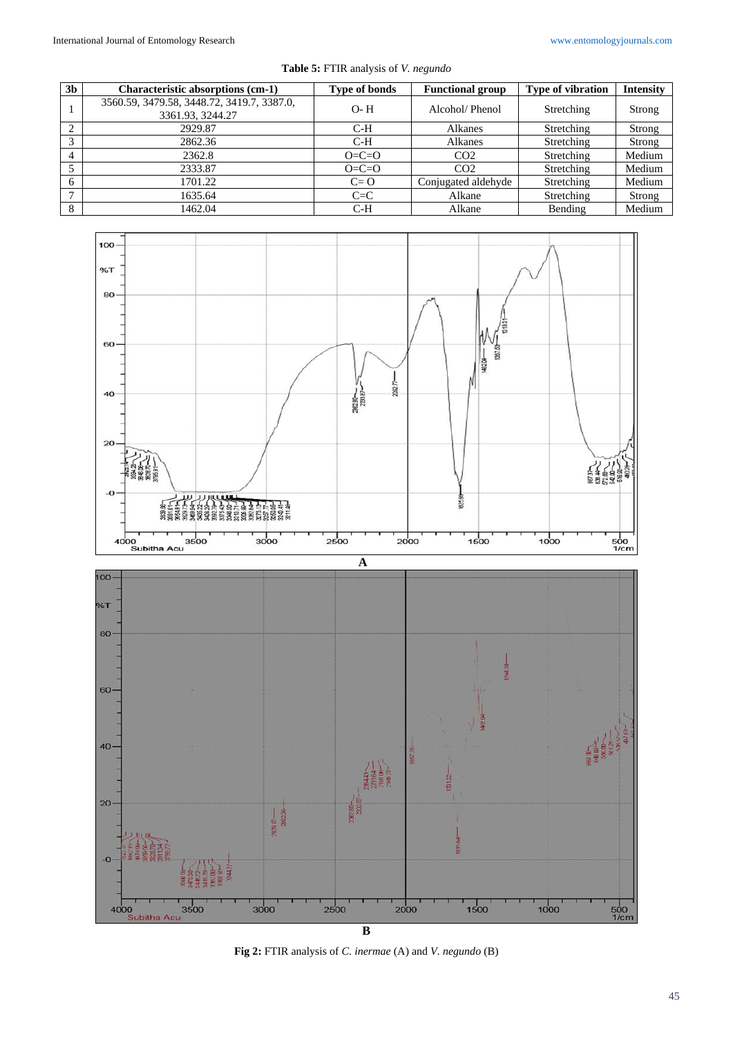**Table 5:** FTIR analysis of *V. negundo*

| 3b | Characteristic absorptions (cm-1) | Type of bonds | Functional group | Type of vibration | Intensity |
|---|---|---|---|---|---|
| 1 | 3560.59, 3479.58, 3448.72, 3419.7, 3387.0, 3361.93, 3244.27 | O- H | Alcohol/ Phenol | Stretching | Strong |
| 2 | 2929.87 | C-H | Alkanes | Stretching | Strong |
| 3 | 2862.36 | C-H | Alkanes | Stretching | Strong |
| 4 | 2362.8 | O=C=O | $CO_2$ | Stretching | Medium |
| 5 | 2333.87 | O=C=O | $CO_2$ | Stretching | Medium |
| 6 | 1701.22 | C= O | Conjugated aldehyde | Stretching | Medium |
| 7 | 1635.64 | C=C | Alkane | Stretching | Strong |
| 8 | 1462.04 | C-H | Alkane | Bending | Medium |

**Fig 2:** FTIR analysis of *C. inermae* (A) and *V. negundo* (B)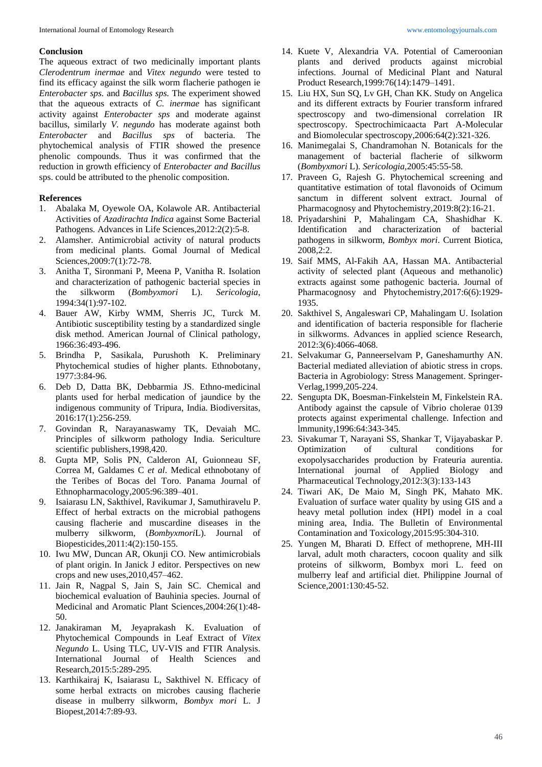## Conclusion

The aqueous extract of two medicinally important plants *Clerodentrum inermae* and *Vitex negundo* were tested to find its efficacy against the silk worm flacherie pathogen ie *Enterobacter sps.* and *Bacillus sps.* The experiment showed that the aqueous extracts of *C. inermae* has significant activity against *Enterobacter sps* and moderate against bacillus, similarly *V. negundo* has moderate against both *Enterobacter* and *Bacillus sps* of bacteria. The phytochemical analysis of FTIR showed the presence phenolic compounds. Thus it was confirmed that the reduction in growth efficiency of *Enterobacter and Bacillus* sps. could be attributed to the phenolic composition.

## References

1. Abalaka M, Oyewole OA, Kolawole AR. Antibacterial Activities of *Azadirachta Indica* against Some Bacterial Pathogens. Advances in Life Sciences,2012:2(2):5-8.
2. Alamsher. Antimicrobial activity of natural products from medicinal plants. Gomal Journal of Medical Sciences,2009:7(1):72-78.
3. Anitha T, Sironmani P, Meena P, Vanitha R. Isolation and characterization of pathogenic bacterial species in the silkworm (*Bombyxmori* L). *Sericologia*, 1994:34(1):97-102.
4. Bauer AW, Kirby WMM, Sherris JC, Turck M. Antibiotic susceptibility testing by a standardized single disk method. American Journal of Clinical pathology, 1966:36:493-496.
5. Brindha P, Sasikala, Purushoth K. Preliminary Phytochemical studies of higher plants. Ethnobotany, 1977:3:84-96.
6. Deb D, Datta BK, Debbarmia JS. Ethno-medicinal plants used for herbal medication of jaundice by the indigenous community of Tripura, India. Biodiversitas, 2016:17(1):256-259.
7. Govindan R, Narayanaswamy TK, Devaiah MC. Principles of silkworm pathology India. Sericulture scientific publishers,1998,420.
8. Gupta MP, Solis PN, Calderon AI, Guionneau SF, Correa M, Galdames C *et al*. Medical ethnobotany of the Teribes of Bocas del Toro. Panama Journal of Ethnopharmacology,2005:96:389–401.
9. Isaiarasu LN, Sakthivel, Ravikumar J, Samuthiravelu P. Effect of herbal extracts on the microbial pathogens causing flacherie and muscardine diseases in the mulberry silkworm, (*Bombyxmori*L). Journal of Biopesticides,2011:4(2):150-155.
10. Iwu MW, Duncan AR, Okunji CO. New antimicrobials of plant origin. In Janick J editor. Perspectives on new crops and new uses,2010,457–462.
11. Jain R, Nagpal S, Jain S, Jain SC. Chemical and biochemical evaluation of Bauhinia species. Journal of Medicinal and Aromatic Plant Sciences,2004:26(1):48-50.
12. Janakiraman M, Jeyaprakash K. Evaluation of Phytochemical Compounds in Leaf Extract of *Vitex Negundo* L. Using TLC, UV-VIS and FTIR Analysis. International Journal of Health Sciences and Research,2015:5:289-295.
13. Karthikairaj K, Isaiarasu L, Sakthivel N. Efficacy of some herbal extracts on microbes causing flacherie disease in mulberry silkworm, *Bombyx mori* L. J Biopest,2014:7:89-93.
14. Kuete V, Alexandria VA. Potential of Cameroonian plants and derived products against microbial infections. Journal of Medicinal Plant and Natural Product Research,1999:76(14):1479–1491.
15. Liu HX, Sun SQ, Lv GH, Chan KK. Study on Angelica and its different extracts by Fourier transform infrared spectroscopy and two-dimensional correlation IR spectroscopy. Spectrochimicaacta Part A-Molecular and Biomolecular spectroscopy,2006:64(2):321-326.
16. Manimegalai S, Chandramohan N. Botanicals for the management of bacterial flacherie of silkworm (*Bombyxmori* L). *Sericologia*,2005:45:55-58.
17. Praveen G, Rajesh G. Phytochemical screening and quantitative estimation of total flavonoids of Ocimum sanctum in different solvent extract. Journal of Pharmacognosy and Phytochemistry,2019:8(2):16-21.
18. Priyadarshini P, Mahalingam CA, Shashidhar K. Identification and characterization of bacterial pathogens in silkworm, *Bombyx mori*. Current Biotica, 2008,2:2.
19. Saif MMS, Al-Fakih AA, Hassan MA. Antibacterial activity of selected plant (Aqueous and methanolic) extracts against some pathogenic bacteria. Journal of Pharmacognosy and Phytochemistry,2017:6(6):1929-1935.
20. Sakthivel S, Angaleswari CP, Mahalingam U. Isolation and identification of bacteria responsible for flacherie in silkworms. Advances in applied science Research, 2012:3(6):4066-4068.
21. Selvakumar G, Panneerselvam P, Ganeshamurthy AN. Bacterial mediated alleviation of abiotic stress in crops. Bacteria in Agrobiology: Stress Management. Springer-Verlag,1999,205-224.
22. Sengupta DK, Boesman-Finkelstein M, Finkelstein RA. Antibody against the capsule of Vibrio cholerae 0139 protects against experimental challenge. Infection and lmmunity,1996:64:343-345.
23. Sivakumar T, Narayani SS, Shankar T, Vijayabaskar P. Optimization of cultural conditions for exopolysaccharides production by Frateuria aurentia. International journal of Applied Biology and Pharmaceutical Technology,2012:3(3):133-143
24. Tiwari AK, De Maio M, Singh PK, Mahato MK. Evaluation of surface water quality by using GIS and a heavy metal pollution index (HPI) model in a coal mining area, India. The Bulletin of Environmental Contamination and Toxicology,2015:95:304-310.
25. Yungen M, Bharati D. Effect of methoprene, MH-III larval, adult moth characters, cocoon quality and silk proteins of silkworm, Bombyx mori L. feed on mulberry leaf and artificial diet. Philippine Journal of Science,2001:130:45-52.